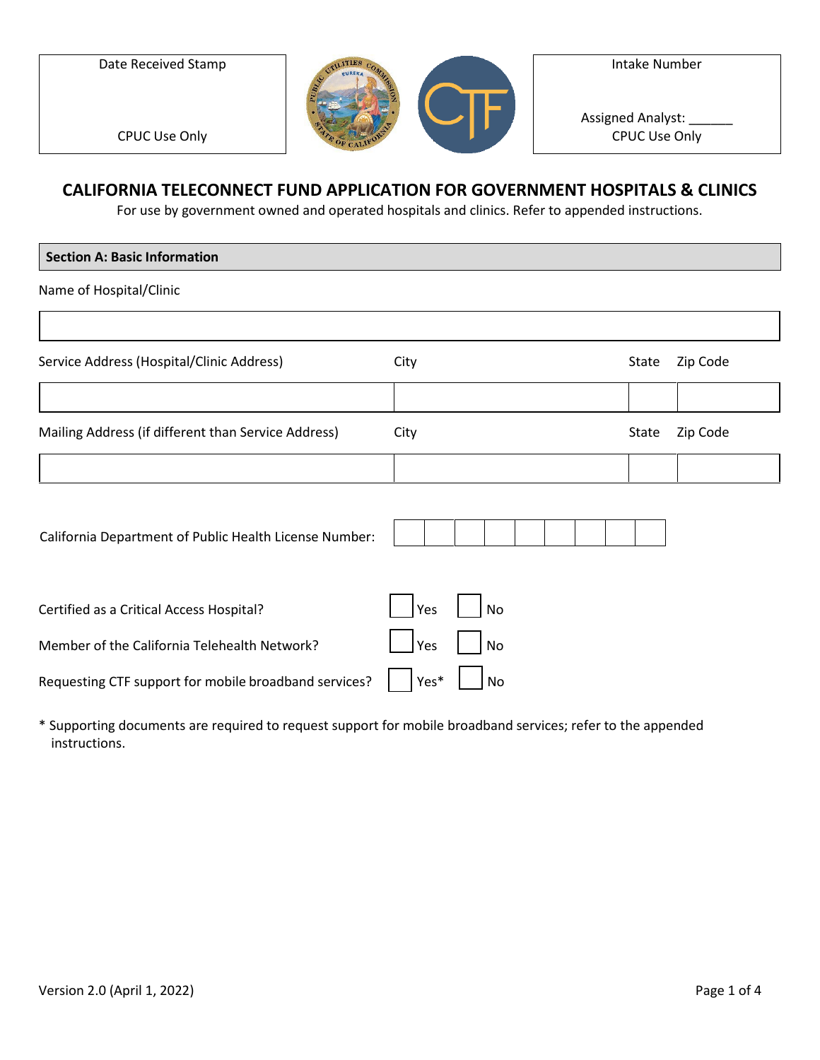| Date Received Stamp<br><br>CPUC Use Only | | Intake Number<br><br>Assigned Analyst: ______<br>CPUC Use Only |
|---|---|---|

# CALIFORNIA TELECONNECT FUND APPLICATION FOR GOVERNMENT HOSPITALS & CLINICS

For use by government owned and operated hospitals and clinics. Refer to appended instructions.

## Section A: Basic Information

Name of Hospital/Clinic

| |
|---|
| |

| Service Address (Hospital/Clinic Address) | City | State | Zip Code |
|---|---|---|---|
| | | | |

| Mailing Address (if different than Service Address) | City | State | Zip Code |
|---|---|---|---|
| | | | |

California Department of Public Health License Number: ☐☐☐☐☐☐☐☐☐

Certified as a Critical Access Hospital? ☐ Yes ☐ No

Member of the California Telehealth Network? ☐ Yes ☐ No

Requesting CTF support for mobile broadband services? ☐ Yes* ☐ No

* Supporting documents are required to request support for mobile broadband services; refer to the appended instructions.

Version 2.0 (April 1, 2022)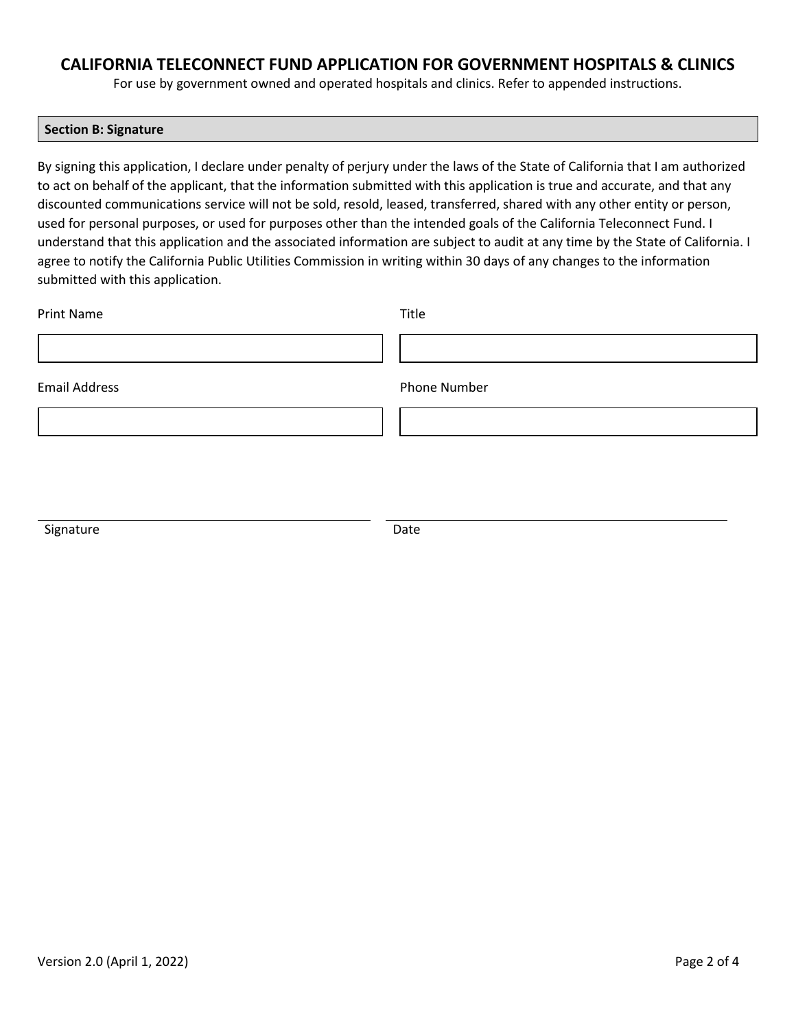# CALIFORNIA TELECONNECT FUND APPLICATION FOR GOVERNMENT HOSPITALS & CLINICS

For use by government owned and operated hospitals and clinics. Refer to appended instructions.

## Section B: Signature

By signing this application, I declare under penalty of perjury under the laws of the State of California that I am authorized to act on behalf of the applicant, that the information submitted with this application is true and accurate, and that any discounted communications service will not be sold, resold, leased, transferred, shared with any other entity or person, used for personal purposes, or used for purposes other than the intended goals of the California Teleconnect Fund. I understand that this application and the associated information are subject to audit at any time by the State of California. I agree to notify the California Public Utilities Commission in writing within 30 days of any changes to the information submitted with this application.

| Print Name | Title |
| --- | --- |
| | |

| Email Address | Phone Number |
| --- | --- |
| | |

| Signature | Date |
| --- | --- |
| | |

Version 2.0 (April 1, 2022)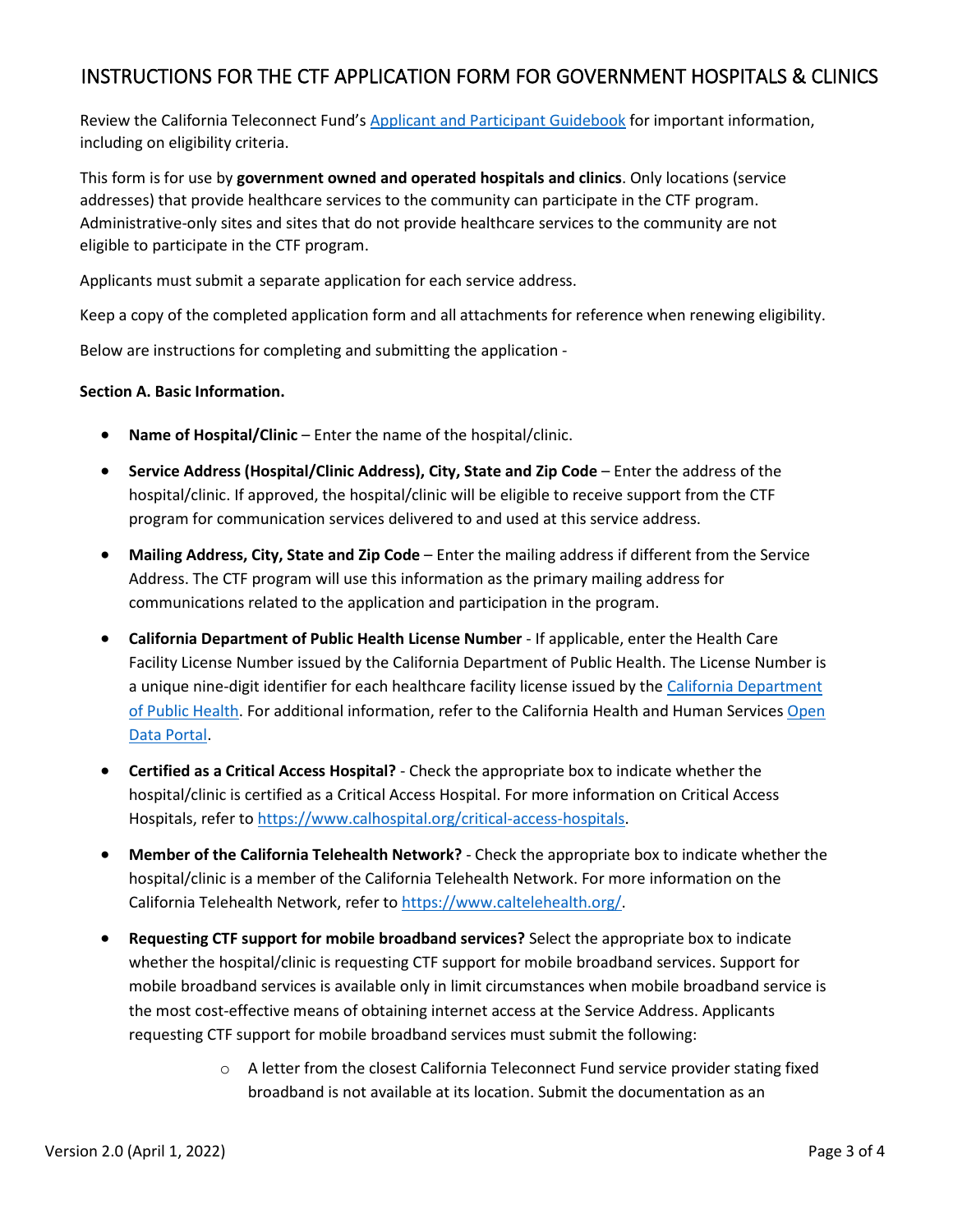## INSTRUCTIONS FOR THE CTF APPLICATION FORM FOR GOVERNMENT HOSPITALS & CLINICS

Review the California Teleconnect Fund's [Applicant and Participant Guidebook]() for important information, including on eligibility criteria.

This form is for use by **government owned and operated hospitals and clinics**. Only locations (service addresses) that provide healthcare services to the community can participate in the CTF program. Administrative-only sites and sites that do not provide healthcare services to the community are not eligible to participate in the CTF program.

Applicants must submit a separate application for each service address.

Keep a copy of the completed application form and all attachments for reference when renewing eligibility.

Below are instructions for completing and submitting the application -

**Section A. Basic Information.**

- **Name of Hospital/Clinic** – Enter the name of the hospital/clinic.
- **Service Address (Hospital/Clinic Address), City, State and Zip Code** – Enter the address of the hospital/clinic. If approved, the hospital/clinic will be eligible to receive support from the CTF program for communication services delivered to and used at this service address.
- **Mailing Address, City, State and Zip Code** – Enter the mailing address if different from the Service Address. The CTF program will use this information as the primary mailing address for communications related to the application and participation in the program.
- **California Department of Public Health License Number** - If applicable, enter the Health Care Facility License Number issued by the California Department of Public Health. The License Number is a unique nine-digit identifier for each healthcare facility license issued by the [California Department of Public Health](). For additional information, refer to the California Health and Human Services [Open Data Portal]().
- **Certified as a Critical Access Hospital?** - Check the appropriate box to indicate whether the hospital/clinic is certified as a Critical Access Hospital. For more information on Critical Access Hospitals, refer to https://www.calhospital.org/critical-access-hospitals.
- **Member of the California Telehealth Network?** - Check the appropriate box to indicate whether the hospital/clinic is a member of the California Telehealth Network. For more information on the California Telehealth Network, refer to https://www.caltelehealth.org/.
- **Requesting CTF support for mobile broadband services?** Select the appropriate box to indicate whether the hospital/clinic is requesting CTF support for mobile broadband services. Support for mobile broadband services is available only in limit circumstances when mobile broadband service is the most cost-effective means of obtaining internet access at the Service Address. Applicants requesting CTF support for mobile broadband services must submit the following:
  - A letter from the closest California Teleconnect Fund service provider stating fixed broadband is not available at its location. Submit the documentation as an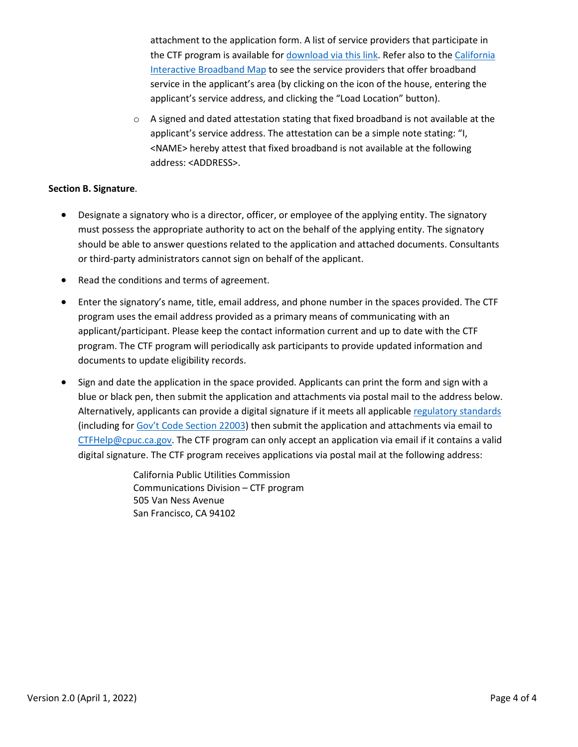attachment to the application form. A list of service providers that participate in the CTF program is available for download via this link. Refer also to the California Interactive Broadband Map to see the service providers that offer broadband service in the applicant's area (by clicking on the icon of the house, entering the applicant's service address, and clicking the "Load Location" button).

  - A signed and dated attestation stating that fixed broadband is not available at the applicant's service address. The attestation can be a simple note stating: "I, <NAME> hereby attest that fixed broadband is not available at the following address: <ADDRESS>.

**Section B. Signature**.

- Designate a signatory who is a director, officer, or employee of the applying entity. The signatory must possess the appropriate authority to act on the behalf of the applying entity. The signatory should be able to answer questions related to the application and attached documents. Consultants or third-party administrators cannot sign on behalf of the applicant.

- Read the conditions and terms of agreement.

- Enter the signatory's name, title, email address, and phone number in the spaces provided. The CTF program uses the email address provided as a primary means of communicating with an applicant/participant. Please keep the contact information current and up to date with the CTF program. The CTF program will periodically ask participants to provide updated information and documents to update eligibility records.

- Sign and date the application in the space provided. Applicants can print the form and sign with a blue or black pen, then submit the application and attachments via postal mail to the address below. Alternatively, applicants can provide a digital signature if it meets all applicable regulatory standards (including for Gov't Code Section 22003) then submit the application and attachments via email to CTFHelp@cpuc.ca.gov. The CTF program can only accept an application via email if it contains a valid digital signature. The CTF program receives applications via postal mail at the following address:

  California Public Utilities Commission
  Communications Division – CTF program
  505 Van Ness Avenue
  San Francisco, CA 94102

Version 2.0 (April 1, 2022)